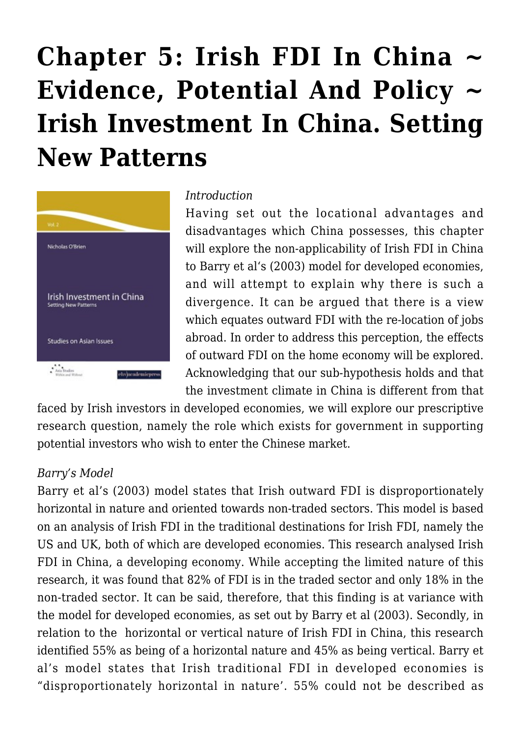# Chapter 5: Irish FDI In China ~ Evidence, Potential And Policy ~ Irish Investment In China. Setting New Patterns

*Introduction*

Having set out the locational advantages and disadvantages which China possesses, this chapter will explore the non-applicability of Irish FDI in China to Barry et al's (2003) model for developed economies, and will attempt to explain why there is such a divergence. It can be argued that there is a view which equates outward FDI with the re-location of jobs abroad. In order to address this perception, the effects of outward FDI on the home economy will be explored. Acknowledging that our sub-hypothesis holds and that the investment climate in China is different from that faced by Irish investors in developed economies, we will explore our prescriptive research question, namely the role which exists for government in supporting potential investors who wish to enter the Chinese market.

*Barry's Model*

Barry et al's (2003) model states that Irish outward FDI is disproportionately horizontal in nature and oriented towards non-traded sectors. This model is based on an analysis of Irish FDI in the traditional destinations for Irish FDI, namely the US and UK, both of which are developed economies. This research analysed Irish FDI in China, a developing economy. While accepting the limited nature of this research, it was found that 82% of FDI is in the traded sector and only 18% in the non-traded sector. It can be said, therefore, that this finding is at variance with the model for developed economies, as set out by Barry et al (2003). Secondly, in relation to the horizontal or vertical nature of Irish FDI in China, this research identified 55% as being of a horizontal nature and 45% as being vertical. Barry et al's model states that Irish traditional FDI in developed economies is "disproportionately horizontal in nature'. 55% could not be described as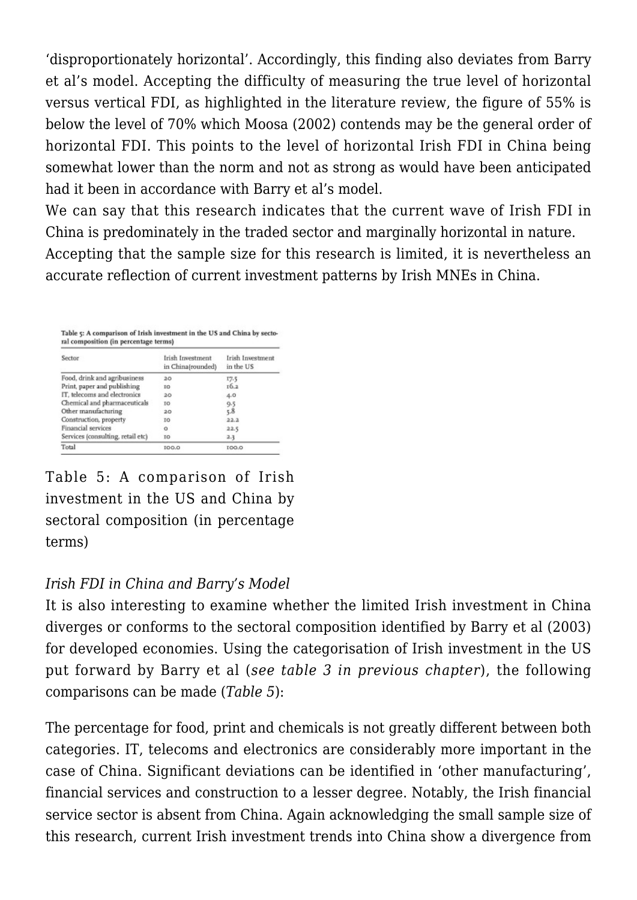'disproportionately horizontal'. Accordingly, this finding also deviates from Barry et al's model. Accepting the difficulty of measuring the true level of horizontal versus vertical FDI, as highlighted in the literature review, the figure of 55% is below the level of 70% which Moosa (2002) contends may be the general order of horizontal FDI. This points to the level of horizontal Irish FDI in China being somewhat lower than the norm and not as strong as would have been anticipated had it been in accordance with Barry et al's model.

We can say that this research indicates that the current wave of Irish FDI in China is predominately in the traded sector and marginally horizontal in nature.

Accepting that the sample size for this research is limited, it is nevertheless an accurate reflection of current investment patterns by Irish MNEs in China.

**Table 5: A comparison of Irish investment in the US and China by sectoral composition (in percentage terms)**

| Sector | Irish Investment in China (rounded) | Irish Investment in the US |
|---|---|---|
| Food, drink and agribusiness | 20 | 17.5 |
| Print, paper and publishing | 10 | 16.2 |
| IT, telecoms and electronics | 20 | 4.0 |
| Chemical and pharmaceuticals | 10 | 9.5 |
| Other manufacturing | 20 | 5.8 |
| Construction, property | 10 | 22.2 |
| Financial services | 0 | 22.5 |
| Services (consulting, retail etc) | 10 | 2.3 |
| Total | 100.0 | 100.0 |

Table 5: A comparison of Irish investment in the US and China by sectoral composition (in percentage terms)

*Irish FDI in China and Barry's Model*

It is also interesting to examine whether the limited Irish investment in China diverges or conforms to the sectoral composition identified by Barry et al (2003) for developed economies. Using the categorisation of Irish investment in the US put forward by Barry et al (*see table 3 in previous chapter*), the following comparisons can be made (*Table 5*):

The percentage for food, print and chemicals is not greatly different between both categories. IT, telecoms and electronics are considerably more important in the case of China. Significant deviations can be identified in 'other manufacturing', financial services and construction to a lesser degree. Notably, the Irish financial service sector is absent from China. Again acknowledging the small sample size of this research, current Irish investment trends into China show a divergence from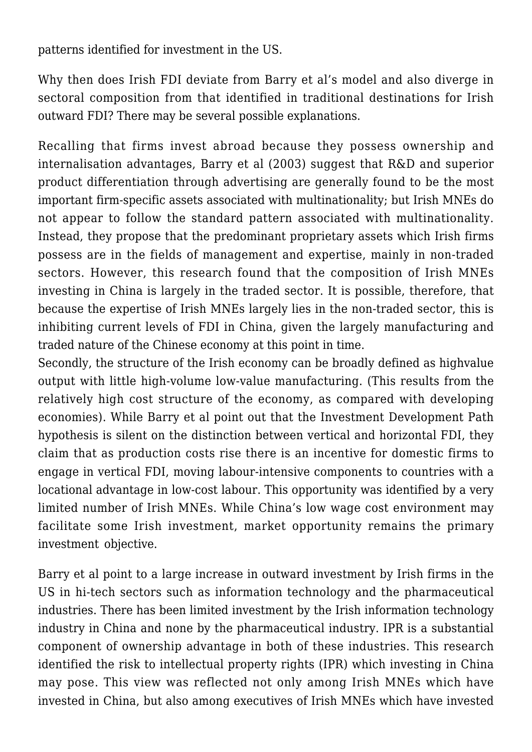patterns identified for investment in the US.

Why then does Irish FDI deviate from Barry et al's model and also diverge in sectoral composition from that identified in traditional destinations for Irish outward FDI? There may be several possible explanations.

Recalling that firms invest abroad because they possess ownership and internalisation advantages, Barry et al (2003) suggest that R&D and superior product differentiation through advertising are generally found to be the most important firm-specific assets associated with multinationality; but Irish MNEs do not appear to follow the standard pattern associated with multinationality. Instead, they propose that the predominant proprietary assets which Irish firms possess are in the fields of management and expertise, mainly in non-traded sectors. However, this research found that the composition of Irish MNEs investing in China is largely in the traded sector. It is possible, therefore, that because the expertise of Irish MNEs largely lies in the non-traded sector, this is inhibiting current levels of FDI in China, given the largely manufacturing and traded nature of the Chinese economy at this point in time.

Secondly, the structure of the Irish economy can be broadly defined as highvalue output with little high-volume low-value manufacturing. (This results from the relatively high cost structure of the economy, as compared with developing economies). While Barry et al point out that the Investment Development Path hypothesis is silent on the distinction between vertical and horizontal FDI, they claim that as production costs rise there is an incentive for domestic firms to engage in vertical FDI, moving labour-intensive components to countries with a locational advantage in low-cost labour. This opportunity was identified by a very limited number of Irish MNEs. While China's low wage cost environment may facilitate some Irish investment, market opportunity remains the primary investment objective.

Barry et al point to a large increase in outward investment by Irish firms in the US in hi-tech sectors such as information technology and the pharmaceutical industries. There has been limited investment by the Irish information technology industry in China and none by the pharmaceutical industry. IPR is a substantial component of ownership advantage in both of these industries. This research identified the risk to intellectual property rights (IPR) which investing in China may pose. This view was reflected not only among Irish MNEs which have invested in China, but also among executives of Irish MNEs which have invested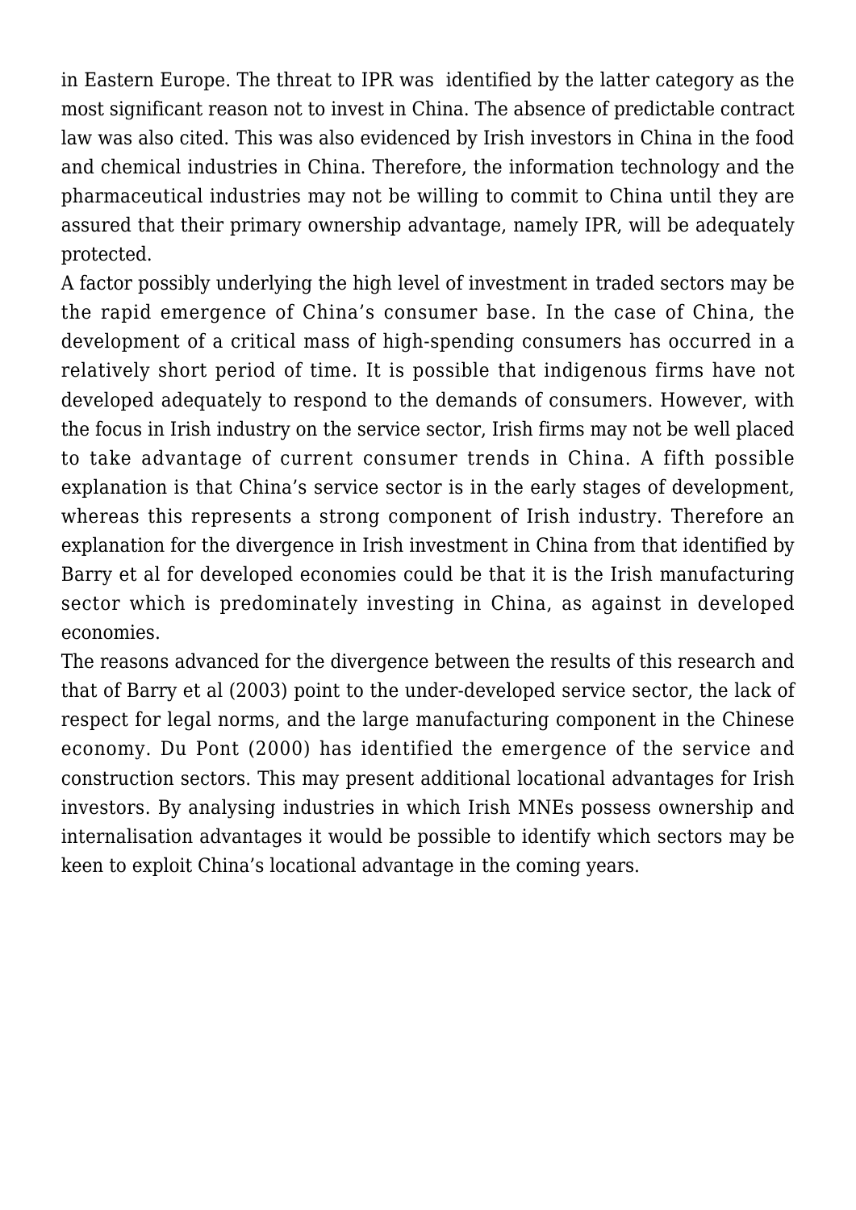in Eastern Europe. The threat to IPR was identified by the latter category as the most significant reason not to invest in China. The absence of predictable contract law was also cited. This was also evidenced by Irish investors in China in the food and chemical industries in China. Therefore, the information technology and the pharmaceutical industries may not be willing to commit to China until they are assured that their primary ownership advantage, namely IPR, will be adequately protected.

A factor possibly underlying the high level of investment in traded sectors may be the rapid emergence of China's consumer base. In the case of China, the development of a critical mass of high-spending consumers has occurred in a relatively short period of time. It is possible that indigenous firms have not developed adequately to respond to the demands of consumers. However, with the focus in Irish industry on the service sector, Irish firms may not be well placed to take advantage of current consumer trends in China. A fifth possible explanation is that China's service sector is in the early stages of development, whereas this represents a strong component of Irish industry. Therefore an explanation for the divergence in Irish investment in China from that identified by Barry et al for developed economies could be that it is the Irish manufacturing sector which is predominately investing in China, as against in developed economies.

The reasons advanced for the divergence between the results of this research and that of Barry et al (2003) point to the under-developed service sector, the lack of respect for legal norms, and the large manufacturing component in the Chinese economy. Du Pont (2000) has identified the emergence of the service and construction sectors. This may present additional locational advantages for Irish investors. By analysing industries in which Irish MNEs possess ownership and internalisation advantages it would be possible to identify which sectors may be keen to exploit China's locational advantage in the coming years.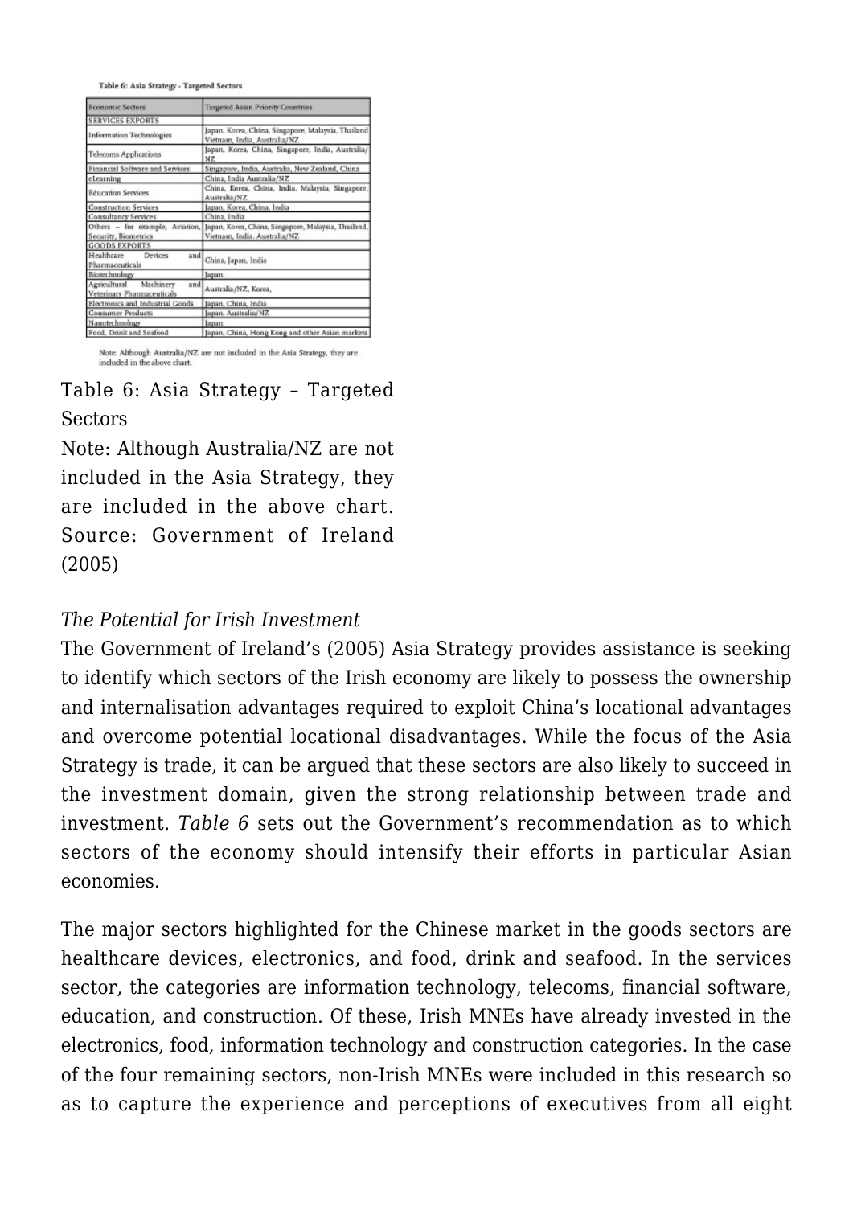Table 6: Asia Strategy - Targeted Sectors

| Economic Sectors | Targeted Asian Priority Countries |
|---|---|
| SERVICES EXPORTS | |
| Information Technologies | Japan, Korea, China, Singapore, Malaysia, Thailand Vietnam, India, Australia/NZ |
| Telecoms Applications | Japan, Korea, China, Singapore, India, Australia/NZ |
| Financial Software and Services | Singapore, India, Australia, New Zealand, China |
| eLearning | China, India Australia/NZ |
| Education Services | China, Korea, China, India, Malaysia, Singapore, Australia/NZ |
| Construction Services | Japan, Korea, China, India |
| Consultancy Services | China, India |
| Others – for example, Aviation, Security, Biometrics | Japan, Korea, China, Singapore, Malaysia, Thailand, Vietnam, India, Australia/NZ |
| GOODS EXPORTS | |
| Healthcare Devices and Pharmaceuticals | China, Japan, India |
| Biotechnology | Japan |
| Agricultural Machinery and Veterinary Pharmaceuticals | Australia/NZ, Korea, |
| Electronics and Industrial Goods | Japan, China, India |
| Consumer Products | Japan, Australia/NZ |
| Nanotechnology | Japan |
| Food, Drink and Seafood | Japan, China, Hong Kong and other Asian markets |

Note: Although Australia/NZ are not included in the Asia Strategy, they are included in the above chart.

Table 6: Asia Strategy – Targeted Sectors
Note: Although Australia/NZ are not included in the Asia Strategy, they are included in the above chart.
Source: Government of Ireland (2005)

*The Potential for Irish Investment*

The Government of Ireland's (2005) Asia Strategy provides assistance is seeking to identify which sectors of the Irish economy are likely to possess the ownership and internalisation advantages required to exploit China's locational advantages and overcome potential locational disadvantages. While the focus of the Asia Strategy is trade, it can be argued that these sectors are also likely to succeed in the investment domain, given the strong relationship between trade and investment. *Table 6* sets out the Government's recommendation as to which sectors of the economy should intensify their efforts in particular Asian economies.

The major sectors highlighted for the Chinese market in the goods sectors are healthcare devices, electronics, and food, drink and seafood. In the services sector, the categories are information technology, telecoms, financial software, education, and construction. Of these, Irish MNEs have already invested in the electronics, food, information technology and construction categories. In the case of the four remaining sectors, non-Irish MNEs were included in this research so as to capture the experience and perceptions of executives from all eight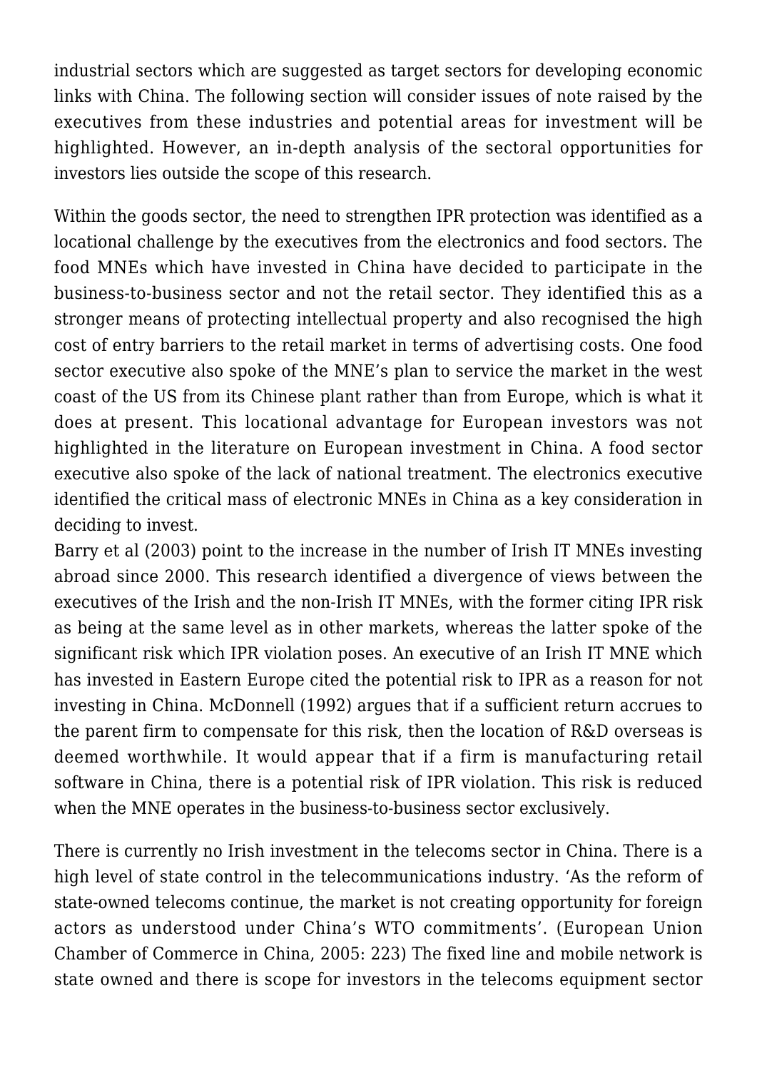industrial sectors which are suggested as target sectors for developing economic links with China. The following section will consider issues of note raised by the executives from these industries and potential areas for investment will be highlighted. However, an in-depth analysis of the sectoral opportunities for investors lies outside the scope of this research.

Within the goods sector, the need to strengthen IPR protection was identified as a locational challenge by the executives from the electronics and food sectors. The food MNEs which have invested in China have decided to participate in the business-to-business sector and not the retail sector. They identified this as a stronger means of protecting intellectual property and also recognised the high cost of entry barriers to the retail market in terms of advertising costs. One food sector executive also spoke of the MNE's plan to service the market in the west coast of the US from its Chinese plant rather than from Europe, which is what it does at present. This locational advantage for European investors was not highlighted in the literature on European investment in China. A food sector executive also spoke of the lack of national treatment. The electronics executive identified the critical mass of electronic MNEs in China as a key consideration in deciding to invest.

Barry et al (2003) point to the increase in the number of Irish IT MNEs investing abroad since 2000. This research identified a divergence of views between the executives of the Irish and the non-Irish IT MNEs, with the former citing IPR risk as being at the same level as in other markets, whereas the latter spoke of the significant risk which IPR violation poses. An executive of an Irish IT MNE which has invested in Eastern Europe cited the potential risk to IPR as a reason for not investing in China. McDonnell (1992) argues that if a sufficient return accrues to the parent firm to compensate for this risk, then the location of R&D overseas is deemed worthwhile. It would appear that if a firm is manufacturing retail software in China, there is a potential risk of IPR violation. This risk is reduced when the MNE operates in the business-to-business sector exclusively.

There is currently no Irish investment in the telecoms sector in China. There is a high level of state control in the telecommunications industry. 'As the reform of state-owned telecoms continue, the market is not creating opportunity for foreign actors as understood under China's WTO commitments'. (European Union Chamber of Commerce in China, 2005: 223) The fixed line and mobile network is state owned and there is scope for investors in the telecoms equipment sector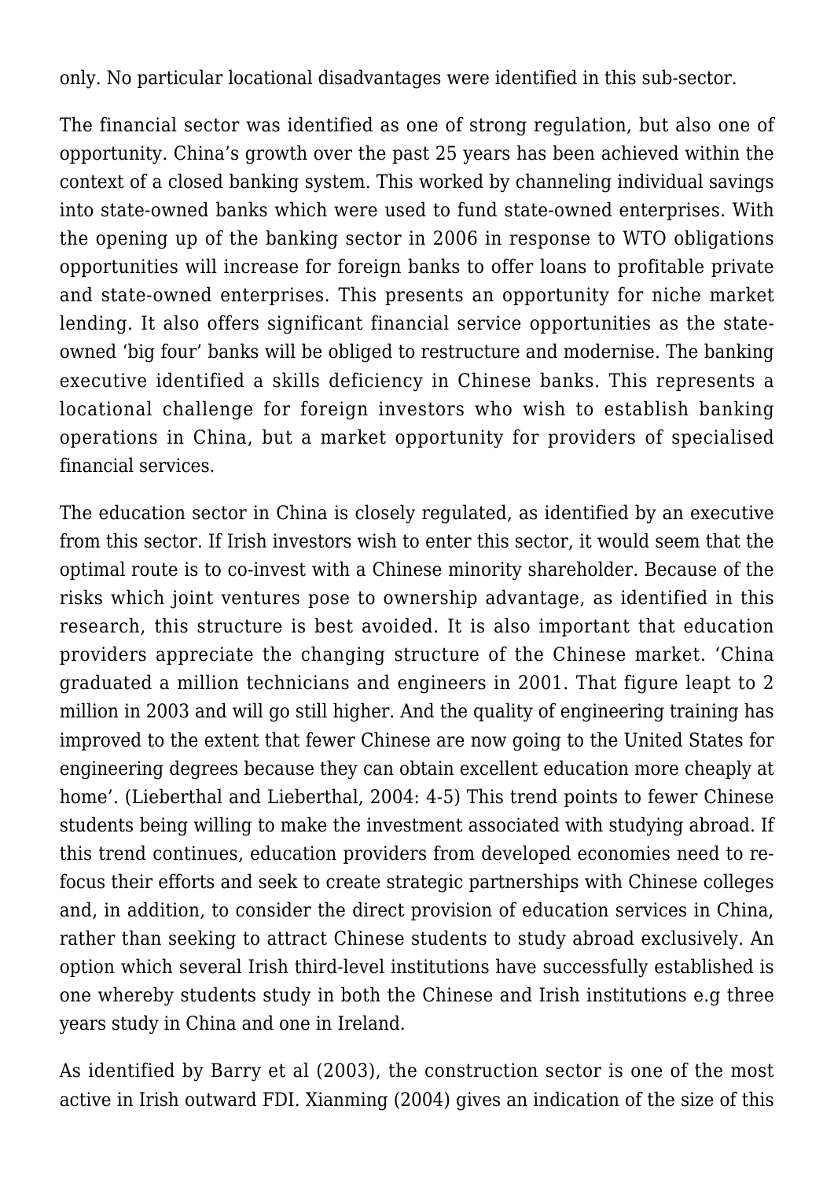only. No particular locational disadvantages were identified in this sub-sector.

The financial sector was identified as one of strong regulation, but also one of opportunity. China's growth over the past 25 years has been achieved within the context of a closed banking system. This worked by channeling individual savings into state-owned banks which were used to fund state-owned enterprises. With the opening up of the banking sector in 2006 in response to WTO obligations opportunities will increase for foreign banks to offer loans to profitable private and state-owned enterprises. This presents an opportunity for niche market lending. It also offers significant financial service opportunities as the state-owned 'big four' banks will be obliged to restructure and modernise. The banking executive identified a skills deficiency in Chinese banks. This represents a locational challenge for foreign investors who wish to establish banking operations in China, but a market opportunity for providers of specialised financial services.

The education sector in China is closely regulated, as identified by an executive from this sector. If Irish investors wish to enter this sector, it would seem that the optimal route is to co-invest with a Chinese minority shareholder. Because of the risks which joint ventures pose to ownership advantage, as identified in this research, this structure is best avoided. It is also important that education providers appreciate the changing structure of the Chinese market. 'China graduated a million technicians and engineers in 2001. That figure leapt to 2 million in 2003 and will go still higher. And the quality of engineering training has improved to the extent that fewer Chinese are now going to the United States for engineering degrees because they can obtain excellent education more cheaply at home'. (Lieberthal and Lieberthal, 2004: 4-5) This trend points to fewer Chinese students being willing to make the investment associated with studying abroad. If this trend continues, education providers from developed economies need to re-focus their efforts and seek to create strategic partnerships with Chinese colleges and, in addition, to consider the direct provision of education services in China, rather than seeking to attract Chinese students to study abroad exclusively. An option which several Irish third-level institutions have successfully established is one whereby students study in both the Chinese and Irish institutions e.g three years study in China and one in Ireland.

As identified by Barry et al (2003), the construction sector is one of the most active in Irish outward FDI. Xianming (2004) gives an indication of the size of this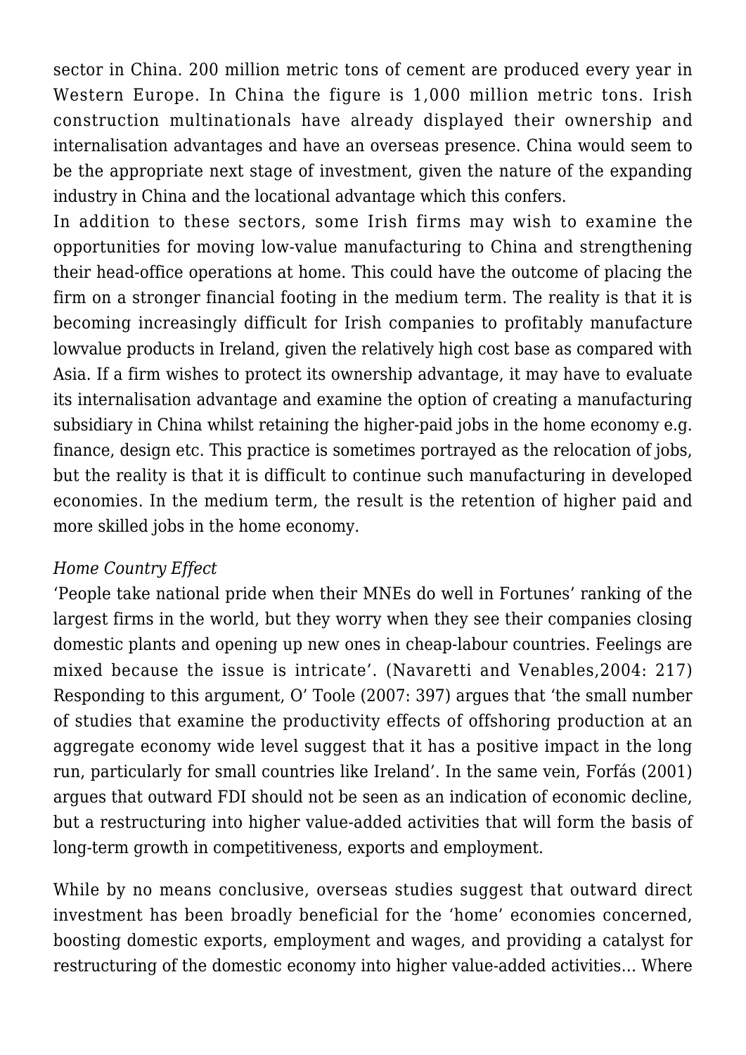sector in China. 200 million metric tons of cement are produced every year in Western Europe. In China the figure is 1,000 million metric tons. Irish construction multinationals have already displayed their ownership and internalisation advantages and have an overseas presence. China would seem to be the appropriate next stage of investment, given the nature of the expanding industry in China and the locational advantage which this confers.

In addition to these sectors, some Irish firms may wish to examine the opportunities for moving low-value manufacturing to China and strengthening their head-office operations at home. This could have the outcome of placing the firm on a stronger financial footing in the medium term. The reality is that it is becoming increasingly difficult for Irish companies to profitably manufacture lowvalue products in Ireland, given the relatively high cost base as compared with Asia. If a firm wishes to protect its ownership advantage, it may have to evaluate its internalisation advantage and examine the option of creating a manufacturing subsidiary in China whilst retaining the higher-paid jobs in the home economy e.g. finance, design etc. This practice is sometimes portrayed as the relocation of jobs, but the reality is that it is difficult to continue such manufacturing in developed economies. In the medium term, the result is the retention of higher paid and more skilled jobs in the home economy.

*Home Country Effect*

'People take national pride when their MNEs do well in Fortunes' ranking of the largest firms in the world, but they worry when they see their companies closing domestic plants and opening up new ones in cheap-labour countries. Feelings are mixed because the issue is intricate'. (Navaretti and Venables,2004: 217) Responding to this argument, O' Toole (2007: 397) argues that 'the small number of studies that examine the productivity effects of offshoring production at an aggregate economy wide level suggest that it has a positive impact in the long run, particularly for small countries like Ireland'. In the same vein, Forfás (2001) argues that outward FDI should not be seen as an indication of economic decline, but a restructuring into higher value-added activities that will form the basis of long-term growth in competitiveness, exports and employment.

While by no means conclusive, overseas studies suggest that outward direct investment has been broadly beneficial for the 'home' economies concerned, boosting domestic exports, employment and wages, and providing a catalyst for restructuring of the domestic economy into higher value-added activities… Where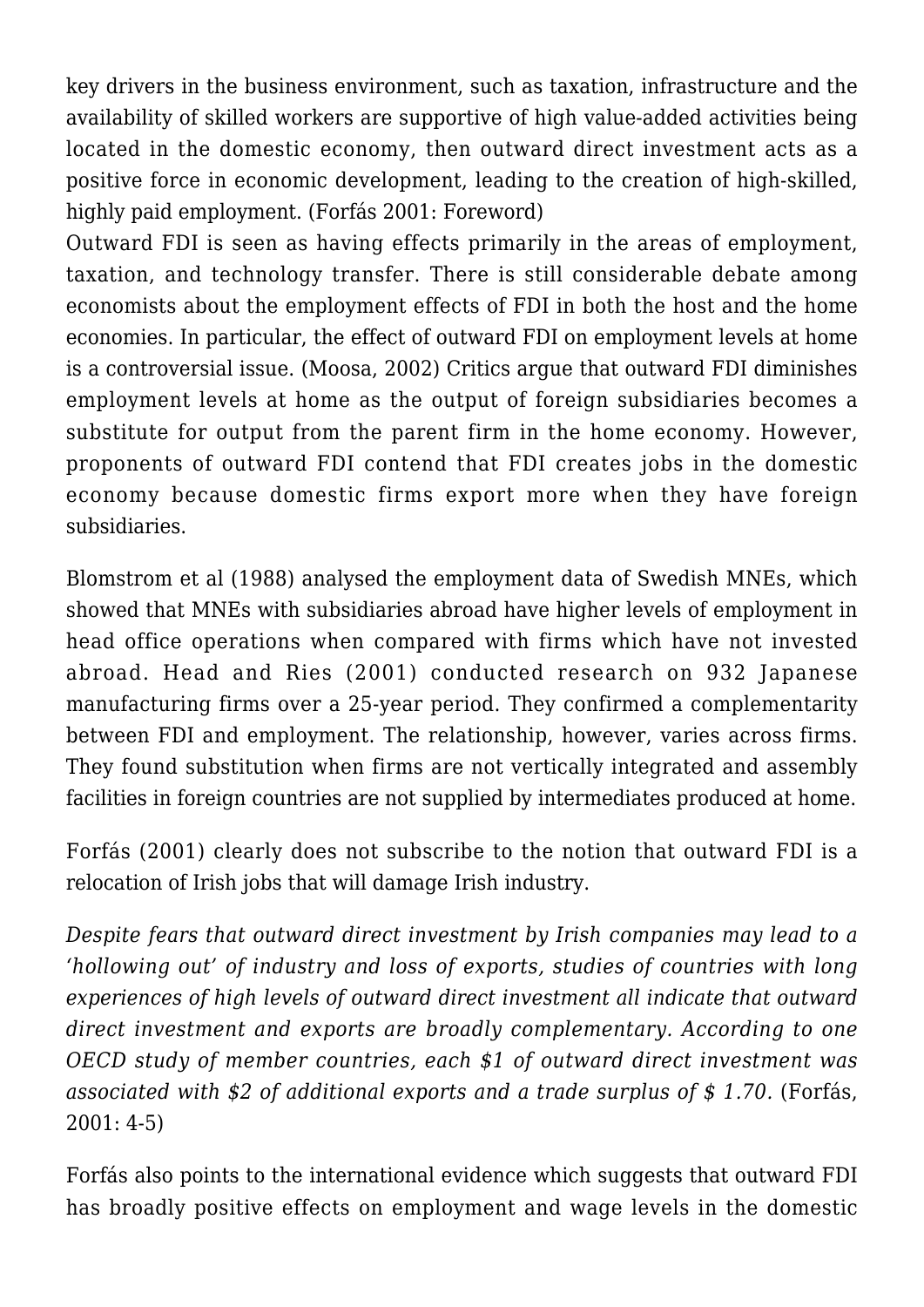key drivers in the business environment, such as taxation, infrastructure and the availability of skilled workers are supportive of high value-added activities being located in the domestic economy, then outward direct investment acts as a positive force in economic development, leading to the creation of high-skilled, highly paid employment. (Forfás 2001: Foreword)

Outward FDI is seen as having effects primarily in the areas of employment, taxation, and technology transfer. There is still considerable debate among economists about the employment effects of FDI in both the host and the home economies. In particular, the effect of outward FDI on employment levels at home is a controversial issue. (Moosa, 2002) Critics argue that outward FDI diminishes employment levels at home as the output of foreign subsidiaries becomes a substitute for output from the parent firm in the home economy. However, proponents of outward FDI contend that FDI creates jobs in the domestic economy because domestic firms export more when they have foreign subsidiaries.

Blomstrom et al (1988) analysed the employment data of Swedish MNEs, which showed that MNEs with subsidiaries abroad have higher levels of employment in head office operations when compared with firms which have not invested abroad. Head and Ries (2001) conducted research on 932 Japanese manufacturing firms over a 25-year period. They confirmed a complementarity between FDI and employment. The relationship, however, varies across firms. They found substitution when firms are not vertically integrated and assembly facilities in foreign countries are not supplied by intermediates produced at home.

Forfás (2001) clearly does not subscribe to the notion that outward FDI is a relocation of Irish jobs that will damage Irish industry.

*Despite fears that outward direct investment by Irish companies may lead to a 'hollowing out' of industry and loss of exports, studies of countries with long experiences of high levels of outward direct investment all indicate that outward direct investment and exports are broadly complementary. According to one OECD study of member countries, each $1 of outward direct investment was associated with $2 of additional exports and a trade surplus of $ 1.70.* (Forfás, 2001: 4-5)

Forfás also points to the international evidence which suggests that outward FDI has broadly positive effects on employment and wage levels in the domestic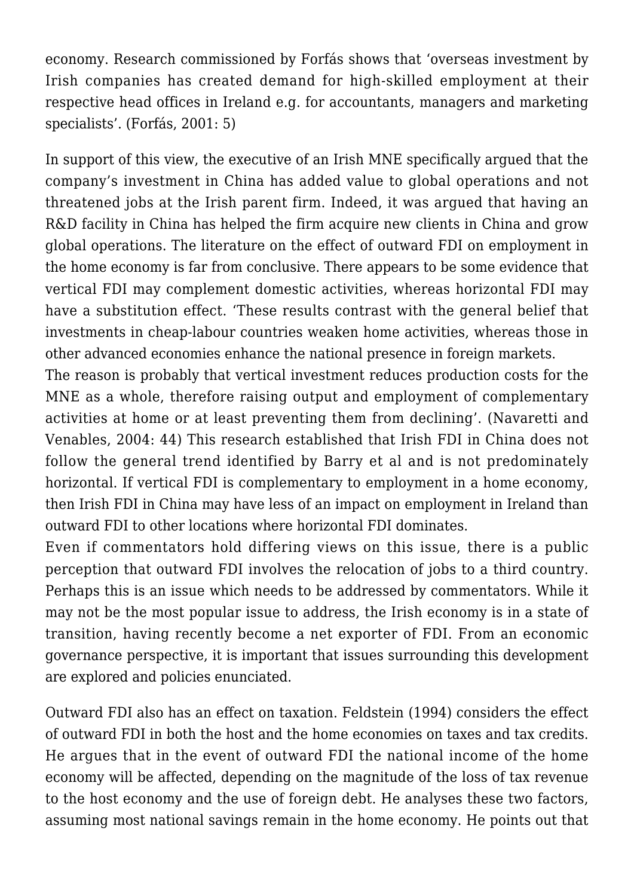economy. Research commissioned by Forfás shows that 'overseas investment by Irish companies has created demand for high-skilled employment at their respective head offices in Ireland e.g. for accountants, managers and marketing specialists'. (Forfás, 2001: 5)

In support of this view, the executive of an Irish MNE specifically argued that the company's investment in China has added value to global operations and not threatened jobs at the Irish parent firm. Indeed, it was argued that having an R&D facility in China has helped the firm acquire new clients in China and grow global operations. The literature on the effect of outward FDI on employment in the home economy is far from conclusive. There appears to be some evidence that vertical FDI may complement domestic activities, whereas horizontal FDI may have a substitution effect. 'These results contrast with the general belief that investments in cheap-labour countries weaken home activities, whereas those in other advanced economies enhance the national presence in foreign markets.
The reason is probably that vertical investment reduces production costs for the MNE as a whole, therefore raising output and employment of complementary activities at home or at least preventing them from declining'. (Navaretti and Venables, 2004: 44) This research established that Irish FDI in China does not follow the general trend identified by Barry et al and is not predominately horizontal. If vertical FDI is complementary to employment in a home economy, then Irish FDI in China may have less of an impact on employment in Ireland than outward FDI to other locations where horizontal FDI dominates.
Even if commentators hold differing views on this issue, there is a public perception that outward FDI involves the relocation of jobs to a third country. Perhaps this is an issue which needs to be addressed by commentators. While it may not be the most popular issue to address, the Irish economy is in a state of transition, having recently become a net exporter of FDI. From an economic governance perspective, it is important that issues surrounding this development are explored and policies enunciated.

Outward FDI also has an effect on taxation. Feldstein (1994) considers the effect of outward FDI in both the host and the home economies on taxes and tax credits. He argues that in the event of outward FDI the national income of the home economy will be affected, depending on the magnitude of the loss of tax revenue to the host economy and the use of foreign debt. He analyses these two factors, assuming most national savings remain in the home economy. He points out that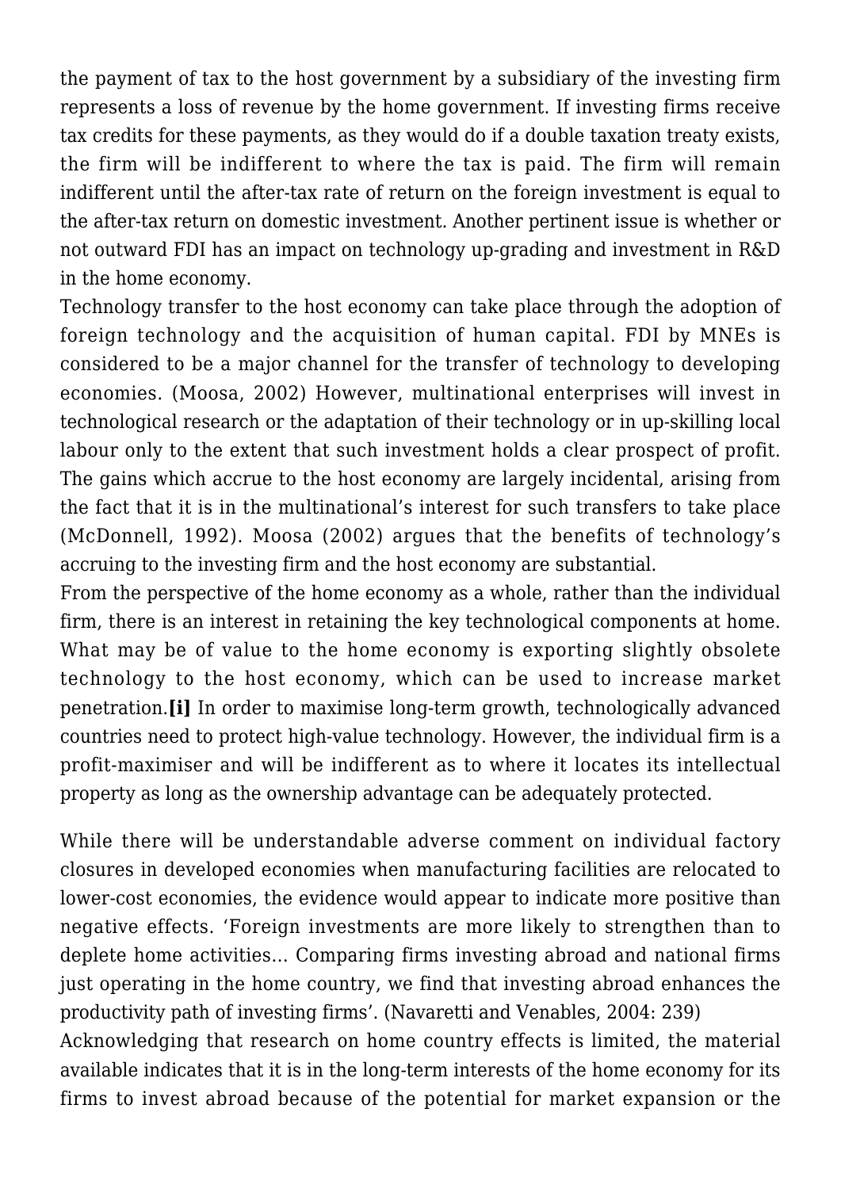the payment of tax to the host government by a subsidiary of the investing firm represents a loss of revenue by the home government. If investing firms receive tax credits for these payments, as they would do if a double taxation treaty exists, the firm will be indifferent to where the tax is paid. The firm will remain indifferent until the after-tax rate of return on the foreign investment is equal to the after-tax return on domestic investment. Another pertinent issue is whether or not outward FDI has an impact on technology up-grading and investment in R&D in the home economy.

Technology transfer to the host economy can take place through the adoption of foreign technology and the acquisition of human capital. FDI by MNEs is considered to be a major channel for the transfer of technology to developing economies. (Moosa, 2002) However, multinational enterprises will invest in technological research or the adaptation of their technology or in up-skilling local labour only to the extent that such investment holds a clear prospect of profit. The gains which accrue to the host economy are largely incidental, arising from the fact that it is in the multinational's interest for such transfers to take place (McDonnell, 1992). Moosa (2002) argues that the benefits of technology's accruing to the investing firm and the host economy are substantial.

From the perspective of the home economy as a whole, rather than the individual firm, there is an interest in retaining the key technological components at home. What may be of value to the home economy is exporting slightly obsolete technology to the host economy, which can be used to increase market penetration.**[i]** In order to maximise long-term growth, technologically advanced countries need to protect high-value technology. However, the individual firm is a profit-maximiser and will be indifferent as to where it locates its intellectual property as long as the ownership advantage can be adequately protected.

While there will be understandable adverse comment on individual factory closures in developed economies when manufacturing facilities are relocated to lower-cost economies, the evidence would appear to indicate more positive than negative effects. 'Foreign investments are more likely to strengthen than to deplete home activities… Comparing firms investing abroad and national firms just operating in the home country, we find that investing abroad enhances the productivity path of investing firms'. (Navaretti and Venables, 2004: 239)

Acknowledging that research on home country effects is limited, the material available indicates that it is in the long-term interests of the home economy for its firms to invest abroad because of the potential for market expansion or the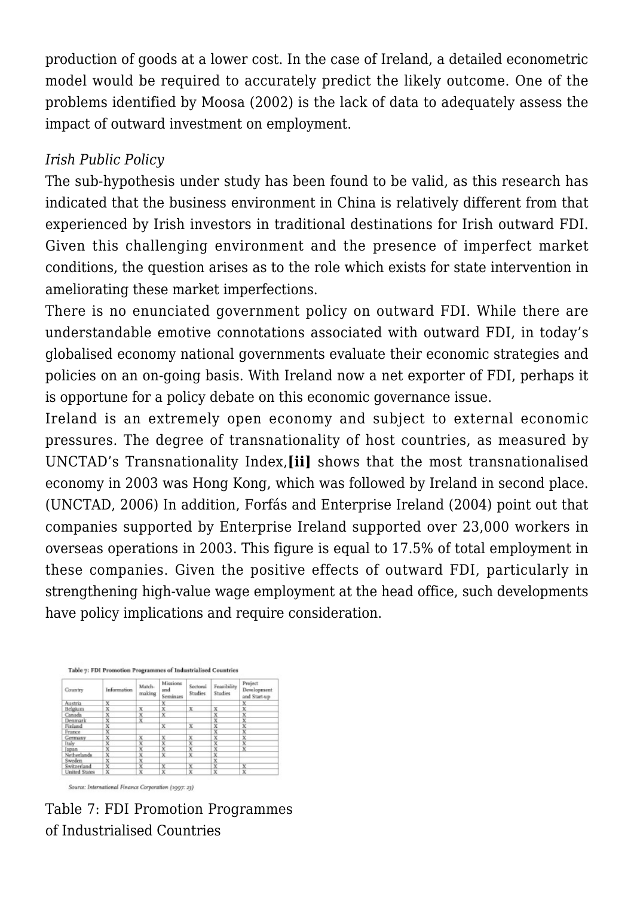production of goods at a lower cost. In the case of Ireland, a detailed econometric model would be required to accurately predict the likely outcome. One of the problems identified by Moosa (2002) is the lack of data to adequately assess the impact of outward investment on employment.

*Irish Public Policy*

The sub-hypothesis under study has been found to be valid, as this research has indicated that the business environment in China is relatively different from that experienced by Irish investors in traditional destinations for Irish outward FDI. Given this challenging environment and the presence of imperfect market conditions, the question arises as to the role which exists for state intervention in ameliorating these market imperfections.

There is no enunciated government policy on outward FDI. While there are understandable emotive connotations associated with outward FDI, in today's globalised economy national governments evaluate their economic strategies and policies on an on-going basis. With Ireland now a net exporter of FDI, perhaps it is opportune for a policy debate on this economic governance issue.

Ireland is an extremely open economy and subject to external economic pressures. The degree of transnationality of host countries, as measured by UNCTAD's Transnationality Index,**[ii]** shows that the most transnationalised economy in 2003 was Hong Kong, which was followed by Ireland in second place. (UNCTAD, 2006) In addition, Forfás and Enterprise Ireland (2004) point out that companies supported by Enterprise Ireland supported over 23,000 workers in overseas operations in 2003. This figure is equal to 17.5% of total employment in these companies. Given the positive effects of outward FDI, particularly in strengthening high-value wage employment at the head office, such developments have policy implications and require consideration.

**Table 7: FDI Promotion Programmes of Industrialised Countries**

| Country | Information | Match-making | Missions and Seminars | Sectoral Studies | Feasibility Studies | Project Development and Start-up |
|---|---|---|---|---|---|---|
| Austria | X | | X | | | X |
| Belgium | X | X | X | X | X | X |
| Canada | X | X | X | | X | X |
| Denmark | X | X | | | X | X |
| Finland | X | | X | X | X | X |
| France | X | | | | X | X |
| Germany | X | X | X | X | X | X |
| Italy | X | X | X | X | X | X |
| Japan | X | X | X | X | X | X |
| Netherlands | X | X | X | X | X | |
| Sweden | X | X | | | X | |
| Switzerland | X | X | X | X | X | X |
| United States | X | X | X | X | X | X |

*Source: International Finance Corporation (1997: 23)*

Table 7: FDI Promotion Programmes of Industrialised Countries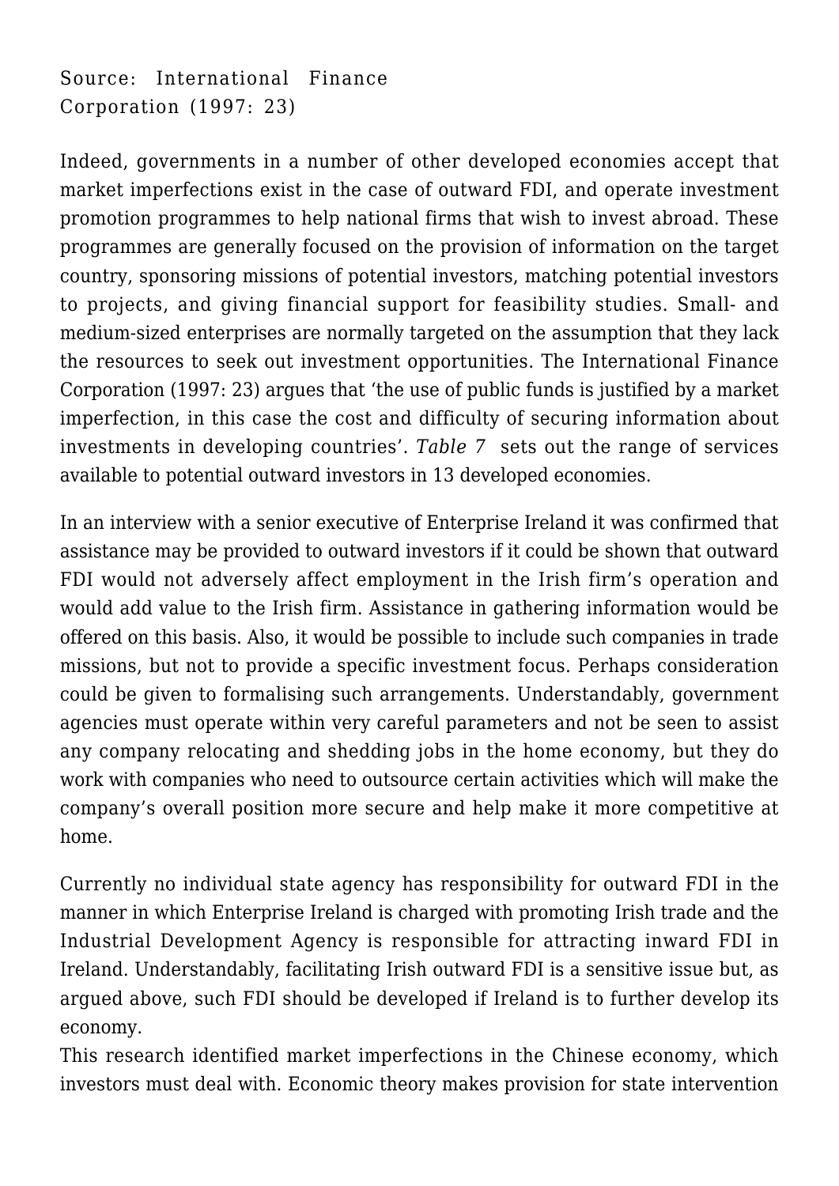Source: International Finance Corporation (1997: 23)

Indeed, governments in a number of other developed economies accept that market imperfections exist in the case of outward FDI, and operate investment promotion programmes to help national firms that wish to invest abroad. These programmes are generally focused on the provision of information on the target country, sponsoring missions of potential investors, matching potential investors to projects, and giving financial support for feasibility studies. Small- and medium-sized enterprises are normally targeted on the assumption that they lack the resources to seek out investment opportunities. The International Finance Corporation (1997: 23) argues that 'the use of public funds is justified by a market imperfection, in this case the cost and difficulty of securing information about investments in developing countries'. *Table 7* sets out the range of services available to potential outward investors in 13 developed economies.

In an interview with a senior executive of Enterprise Ireland it was confirmed that assistance may be provided to outward investors if it could be shown that outward FDI would not adversely affect employment in the Irish firm's operation and would add value to the Irish firm. Assistance in gathering information would be offered on this basis. Also, it would be possible to include such companies in trade missions, but not to provide a specific investment focus. Perhaps consideration could be given to formalising such arrangements. Understandably, government agencies must operate within very careful parameters and not be seen to assist any company relocating and shedding jobs in the home economy, but they do work with companies who need to outsource certain activities which will make the company's overall position more secure and help make it more competitive at home.

Currently no individual state agency has responsibility for outward FDI in the manner in which Enterprise Ireland is charged with promoting Irish trade and the Industrial Development Agency is responsible for attracting inward FDI in Ireland. Understandably, facilitating Irish outward FDI is a sensitive issue but, as argued above, such FDI should be developed if Ireland is to further develop its economy.

This research identified market imperfections in the Chinese economy, which investors must deal with. Economic theory makes provision for state intervention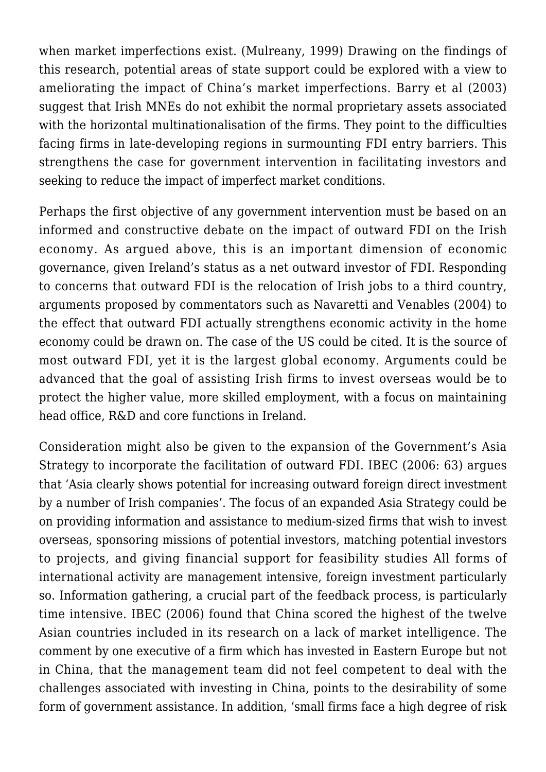when market imperfections exist. (Mulreany, 1999) Drawing on the findings of this research, potential areas of state support could be explored with a view to ameliorating the impact of China's market imperfections. Barry et al (2003) suggest that Irish MNEs do not exhibit the normal proprietary assets associated with the horizontal multinationalisation of the firms. They point to the difficulties facing firms in late-developing regions in surmounting FDI entry barriers. This strengthens the case for government intervention in facilitating investors and seeking to reduce the impact of imperfect market conditions.

Perhaps the first objective of any government intervention must be based on an informed and constructive debate on the impact of outward FDI on the Irish economy. As argued above, this is an important dimension of economic governance, given Ireland's status as a net outward investor of FDI. Responding to concerns that outward FDI is the relocation of Irish jobs to a third country, arguments proposed by commentators such as Navaretti and Venables (2004) to the effect that outward FDI actually strengthens economic activity in the home economy could be drawn on. The case of the US could be cited. It is the source of most outward FDI, yet it is the largest global economy. Arguments could be advanced that the goal of assisting Irish firms to invest overseas would be to protect the higher value, more skilled employment, with a focus on maintaining head office, R&D and core functions in Ireland.

Consideration might also be given to the expansion of the Government's Asia Strategy to incorporate the facilitation of outward FDI. IBEC (2006: 63) argues that 'Asia clearly shows potential for increasing outward foreign direct investment by a number of Irish companies'. The focus of an expanded Asia Strategy could be on providing information and assistance to medium-sized firms that wish to invest overseas, sponsoring missions of potential investors, matching potential investors to projects, and giving financial support for feasibility studies All forms of international activity are management intensive, foreign investment particularly so. Information gathering, a crucial part of the feedback process, is particularly time intensive. IBEC (2006) found that China scored the highest of the twelve Asian countries included in its research on a lack of market intelligence. The comment by one executive of a firm which has invested in Eastern Europe but not in China, that the management team did not feel competent to deal with the challenges associated with investing in China, points to the desirability of some form of government assistance. In addition, 'small firms face a high degree of risk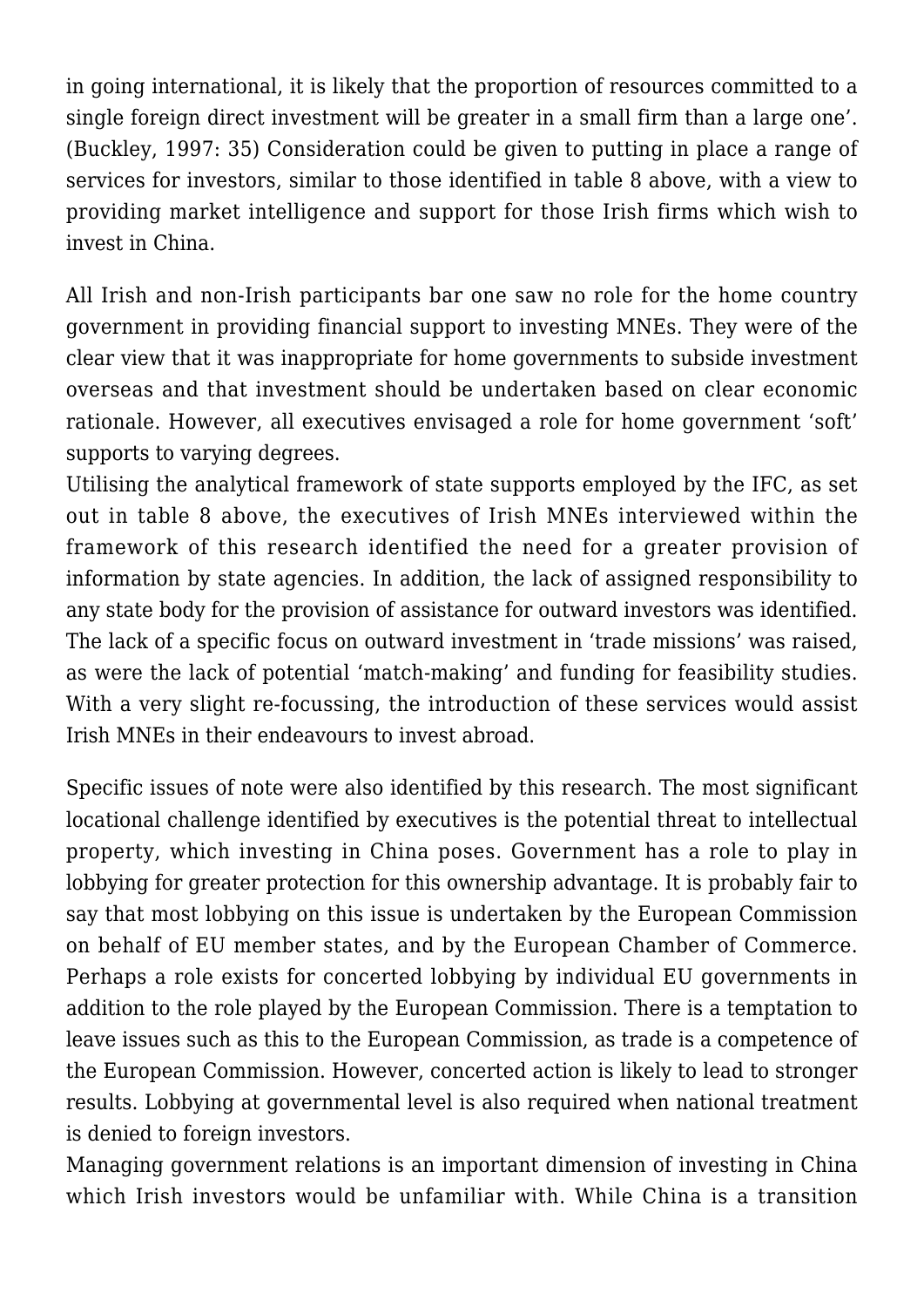in going international, it is likely that the proportion of resources committed to a single foreign direct investment will be greater in a small firm than a large one'. (Buckley, 1997: 35) Consideration could be given to putting in place a range of services for investors, similar to those identified in table 8 above, with a view to providing market intelligence and support for those Irish firms which wish to invest in China.

All Irish and non-Irish participants bar one saw no role for the home country government in providing financial support to investing MNEs. They were of the clear view that it was inappropriate for home governments to subside investment overseas and that investment should be undertaken based on clear economic rationale. However, all executives envisaged a role for home government 'soft' supports to varying degrees.

Utilising the analytical framework of state supports employed by the IFC, as set out in table 8 above, the executives of Irish MNEs interviewed within the framework of this research identified the need for a greater provision of information by state agencies. In addition, the lack of assigned responsibility to any state body for the provision of assistance for outward investors was identified. The lack of a specific focus on outward investment in 'trade missions' was raised, as were the lack of potential 'match-making' and funding for feasibility studies. With a very slight re-focussing, the introduction of these services would assist Irish MNEs in their endeavours to invest abroad.

Specific issues of note were also identified by this research. The most significant locational challenge identified by executives is the potential threat to intellectual property, which investing in China poses. Government has a role to play in lobbying for greater protection for this ownership advantage. It is probably fair to say that most lobbying on this issue is undertaken by the European Commission on behalf of EU member states, and by the European Chamber of Commerce. Perhaps a role exists for concerted lobbying by individual EU governments in addition to the role played by the European Commission. There is a temptation to leave issues such as this to the European Commission, as trade is a competence of the European Commission. However, concerted action is likely to lead to stronger results. Lobbying at governmental level is also required when national treatment is denied to foreign investors.

Managing government relations is an important dimension of investing in China which Irish investors would be unfamiliar with. While China is a transition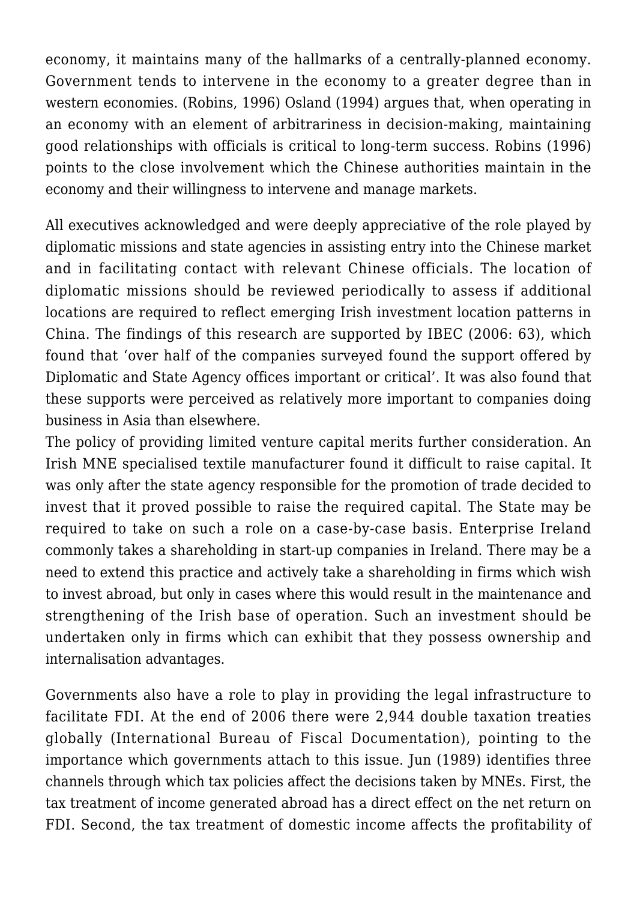economy, it maintains many of the hallmarks of a centrally-planned economy. Government tends to intervene in the economy to a greater degree than in western economies. (Robins, 1996) Osland (1994) argues that, when operating in an economy with an element of arbitrariness in decision-making, maintaining good relationships with officials is critical to long-term success. Robins (1996) points to the close involvement which the Chinese authorities maintain in the economy and their willingness to intervene and manage markets.

All executives acknowledged and were deeply appreciative of the role played by diplomatic missions and state agencies in assisting entry into the Chinese market and in facilitating contact with relevant Chinese officials. The location of diplomatic missions should be reviewed periodically to assess if additional locations are required to reflect emerging Irish investment location patterns in China. The findings of this research are supported by IBEC (2006: 63), which found that 'over half of the companies surveyed found the support offered by Diplomatic and State Agency offices important or critical'. It was also found that these supports were perceived as relatively more important to companies doing business in Asia than elsewhere.

The policy of providing limited venture capital merits further consideration. An Irish MNE specialised textile manufacturer found it difficult to raise capital. It was only after the state agency responsible for the promotion of trade decided to invest that it proved possible to raise the required capital. The State may be required to take on such a role on a case-by-case basis. Enterprise Ireland commonly takes a shareholding in start-up companies in Ireland. There may be a need to extend this practice and actively take a shareholding in firms which wish to invest abroad, but only in cases where this would result in the maintenance and strengthening of the Irish base of operation. Such an investment should be undertaken only in firms which can exhibit that they possess ownership and internalisation advantages.

Governments also have a role to play in providing the legal infrastructure to facilitate FDI. At the end of 2006 there were 2,944 double taxation treaties globally (International Bureau of Fiscal Documentation), pointing to the importance which governments attach to this issue. Jun (1989) identifies three channels through which tax policies affect the decisions taken by MNEs. First, the tax treatment of income generated abroad has a direct effect on the net return on FDI. Second, the tax treatment of domestic income affects the profitability of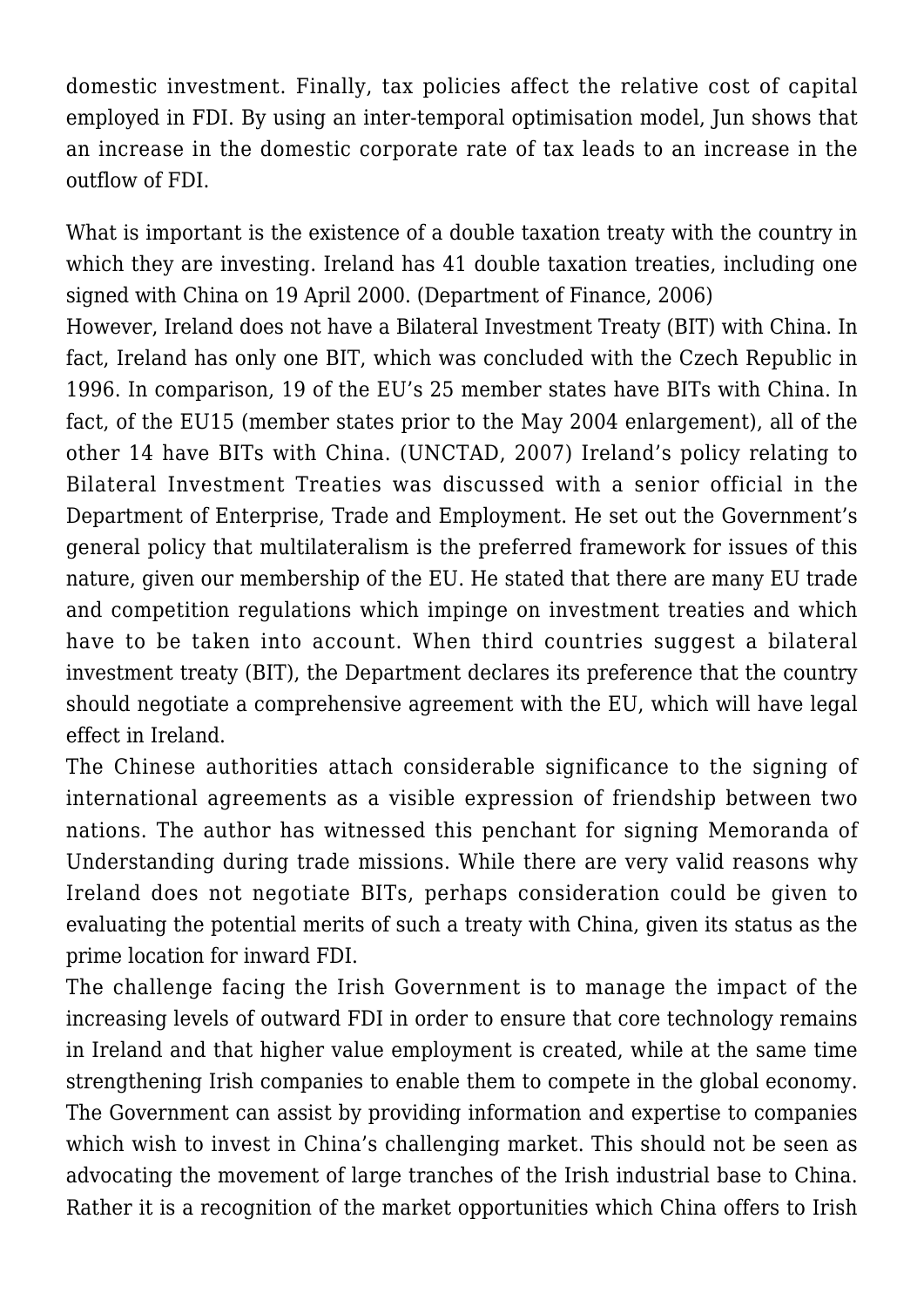domestic investment. Finally, tax policies affect the relative cost of capital employed in FDI. By using an inter-temporal optimisation model, Jun shows that an increase in the domestic corporate rate of tax leads to an increase in the outflow of FDI.

What is important is the existence of a double taxation treaty with the country in which they are investing. Ireland has 41 double taxation treaties, including one signed with China on 19 April 2000. (Department of Finance, 2006)

However, Ireland does not have a Bilateral Investment Treaty (BIT) with China. In fact, Ireland has only one BIT, which was concluded with the Czech Republic in 1996. In comparison, 19 of the EU's 25 member states have BITs with China. In fact, of the EU15 (member states prior to the May 2004 enlargement), all of the other 14 have BITs with China. (UNCTAD, 2007) Ireland's policy relating to Bilateral Investment Treaties was discussed with a senior official in the Department of Enterprise, Trade and Employment. He set out the Government's general policy that multilateralism is the preferred framework for issues of this nature, given our membership of the EU. He stated that there are many EU trade and competition regulations which impinge on investment treaties and which have to be taken into account. When third countries suggest a bilateral investment treaty (BIT), the Department declares its preference that the country should negotiate a comprehensive agreement with the EU, which will have legal effect in Ireland.

The Chinese authorities attach considerable significance to the signing of international agreements as a visible expression of friendship between two nations. The author has witnessed this penchant for signing Memoranda of Understanding during trade missions. While there are very valid reasons why Ireland does not negotiate BITs, perhaps consideration could be given to evaluating the potential merits of such a treaty with China, given its status as the prime location for inward FDI.

The challenge facing the Irish Government is to manage the impact of the increasing levels of outward FDI in order to ensure that core technology remains in Ireland and that higher value employment is created, while at the same time strengthening Irish companies to enable them to compete in the global economy. The Government can assist by providing information and expertise to companies which wish to invest in China's challenging market. This should not be seen as advocating the movement of large tranches of the Irish industrial base to China. Rather it is a recognition of the market opportunities which China offers to Irish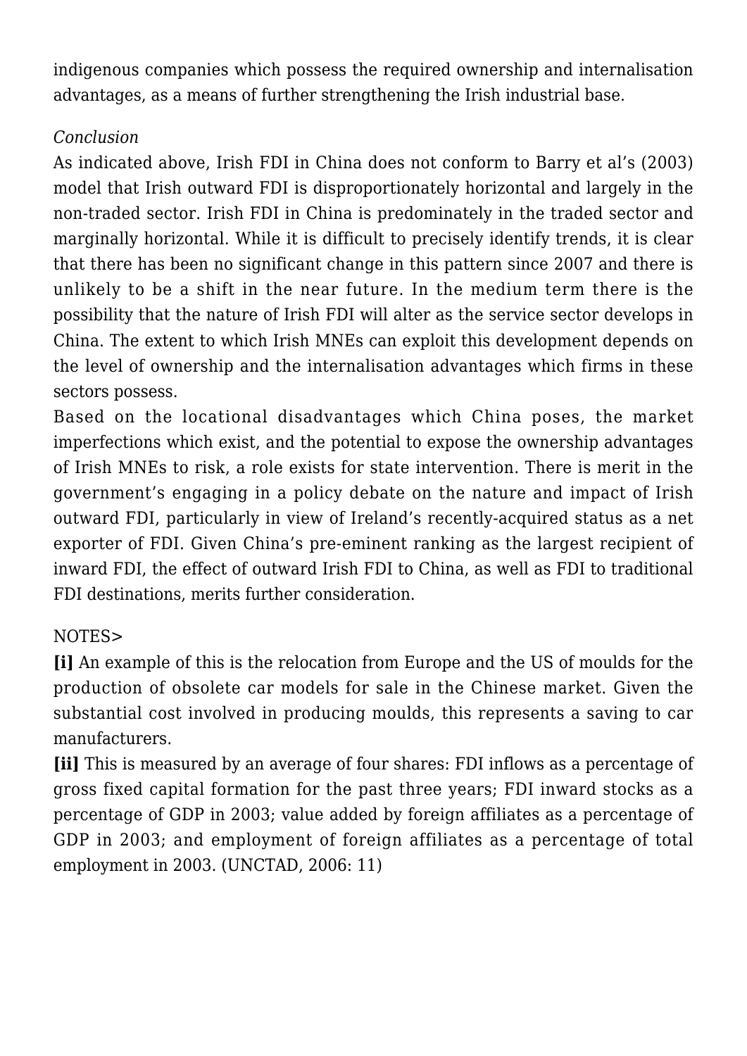indigenous companies which possess the required ownership and internalisation advantages, as a means of further strengthening the Irish industrial base.

*Conclusion*

As indicated above, Irish FDI in China does not conform to Barry et al's (2003) model that Irish outward FDI is disproportionately horizontal and largely in the non-traded sector. Irish FDI in China is predominately in the traded sector and marginally horizontal. While it is difficult to precisely identify trends, it is clear that there has been no significant change in this pattern since 2007 and there is unlikely to be a shift in the near future. In the medium term there is the possibility that the nature of Irish FDI will alter as the service sector develops in China. The extent to which Irish MNEs can exploit this development depends on the level of ownership and the internalisation advantages which firms in these sectors possess.

Based on the locational disadvantages which China poses, the market imperfections which exist, and the potential to expose the ownership advantages of Irish MNEs to risk, a role exists for state intervention. There is merit in the government's engaging in a policy debate on the nature and impact of Irish outward FDI, particularly in view of Ireland's recently-acquired status as a net exporter of FDI. Given China's pre-eminent ranking as the largest recipient of inward FDI, the effect of outward Irish FDI to China, as well as FDI to traditional FDI destinations, merits further consideration.

NOTES>

**[i]** An example of this is the relocation from Europe and the US of moulds for the production of obsolete car models for sale in the Chinese market. Given the substantial cost involved in producing moulds, this represents a saving to car manufacturers.

**[ii]** This is measured by an average of four shares: FDI inflows as a percentage of gross fixed capital formation for the past three years; FDI inward stocks as a percentage of GDP in 2003; value added by foreign affiliates as a percentage of GDP in 2003; and employment of foreign affiliates as a percentage of total employment in 2003. (UNCTAD, 2006: 11)